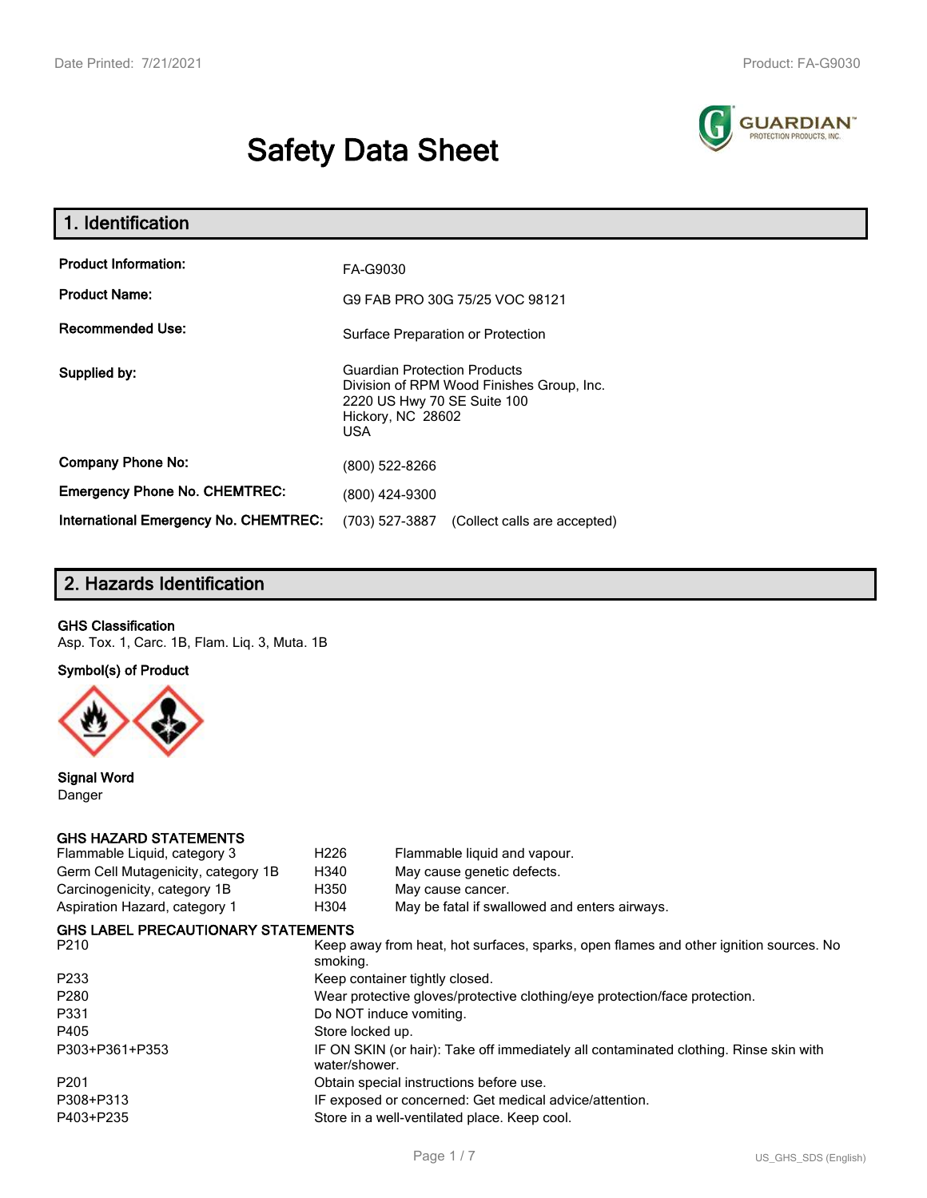# Safety Data Sheet

## 1. Identification

| | |
|---|---|
| **Product Information:** | FA-G9030 |
| **Product Name:** | G9 FAB PRO 30G 75/25 VOC 98121 |
| **Recommended Use:** | Surface Preparation or Protection |
| **Supplied by:** | Guardian Protection Products<br>Division of RPM Wood Finishes Group, Inc.<br>2220 US Hwy 70 SE Suite 100<br>Hickory, NC 28602<br>USA |
| **Company Phone No:** | (800) 522-8266 |
| **Emergency Phone No. CHEMTREC:** | (800) 424-9300 |
| **International Emergency No. CHEMTREC:** | (703) 527-3887 (Collect calls are accepted) |

## 2. Hazards Identification

**GHS Classification**

Asp. Tox. 1, Carc. 1B, Flam. Liq. 3, Muta. 1B

**Symbol(s) of Product**

**Signal Word**

Danger

**GHS HAZARD STATEMENTS**

| | | |
|---|---|---|
| Flammable Liquid, category 3 | H226 | Flammable liquid and vapour. |
| Germ Cell Mutagenicity, category 1B | H340 | May cause genetic defects. |
| Carcinogenicity, category 1B | H350 | May cause cancer. |
| Aspiration Hazard, category 1 | H304 | May be fatal if swallowed and enters airways. |

**GHS LABEL PRECAUTIONARY STATEMENTS**

| | |
|---|---|
| P210 | Keep away from heat, hot surfaces, sparks, open flames and other ignition sources. No smoking. |
| P233 | Keep container tightly closed. |
| P280 | Wear protective gloves/protective clothing/eye protection/face protection. |
| P331 | Do NOT induce vomiting. |
| P405 | Store locked up. |
| P303+P361+P353 | IF ON SKIN (or hair): Take off immediately all contaminated clothing. Rinse skin with water/shower. |
| P201 | Obtain special instructions before use. |
| P308+P313 | IF exposed or concerned: Get medical advice/attention. |
| P403+P235 | Store in a well-ventilated place. Keep cool. |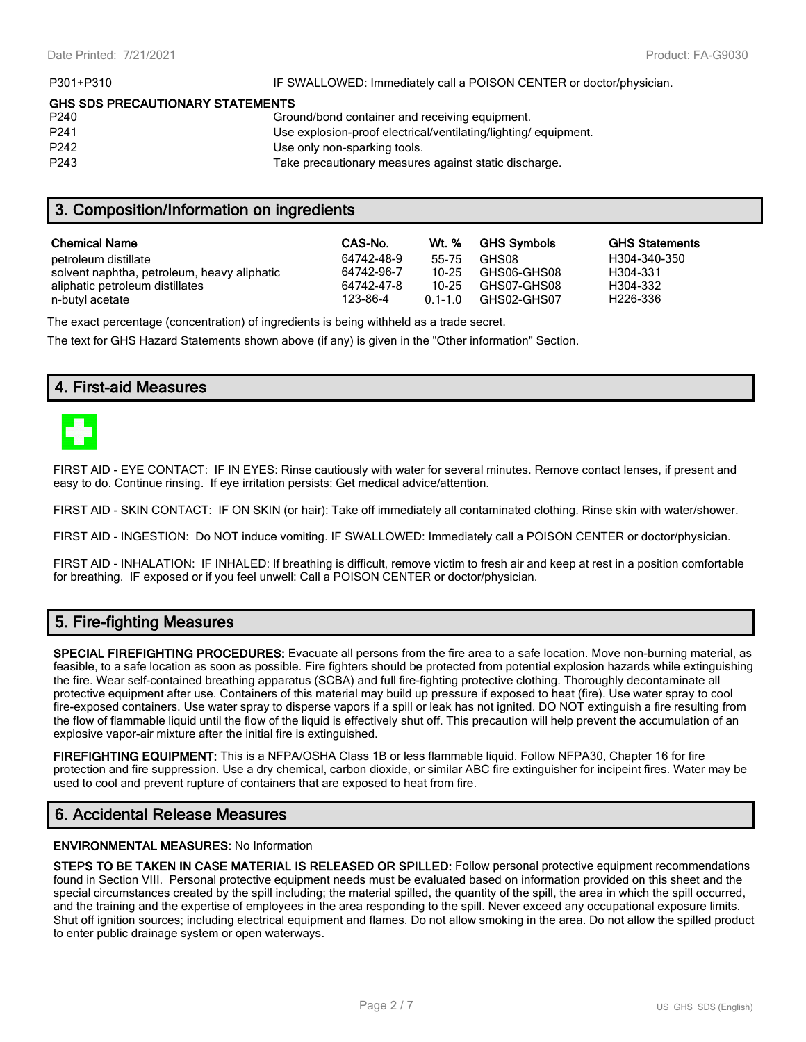| | |
|---|---|
| P301+P310 | IF SWALLOWED: Immediately call a POISON CENTER or doctor/physician. |

**GHS SDS PRECAUTIONARY STATEMENTS**

| | |
|---|---|
| P240 | Ground/bond container and receiving equipment. |
| P241 | Use explosion-proof electrical/ventilating/lighting/ equipment. |
| P242 | Use only non-sparking tools. |
| P243 | Take precautionary measures against static discharge. |

## 3. Composition/Information on ingredients

| Chemical Name | CAS-No. | Wt. % | GHS Symbols | GHS Statements |
|---|---|---|---|---|
| petroleum distillate | 64742-48-9 | 55-75 | GHS08 | H304-340-350 |
| solvent naphtha, petroleum, heavy aliphatic | 64742-96-7 | 10-25 | GHS06-GHS08 | H304-331 |
| aliphatic petroleum distillates | 64742-47-8 | 10-25 | GHS07-GHS08 | H304-332 |
| n-butyl acetate | 123-86-4 | 0.1-1.0 | GHS02-GHS07 | H226-336 |

The exact percentage (concentration) of ingredients is being withheld as a trade secret.

The text for GHS Hazard Statements shown above (if any) is given in the "Other information" Section.

## 4. First-aid Measures

FIRST AID - EYE CONTACT: IF IN EYES: Rinse cautiously with water for several minutes. Remove contact lenses, if present and easy to do. Continue rinsing. If eye irritation persists: Get medical advice/attention.

FIRST AID - SKIN CONTACT: IF ON SKIN (or hair): Take off immediately all contaminated clothing. Rinse skin with water/shower.

FIRST AID - INGESTION: Do NOT induce vomiting. IF SWALLOWED: Immediately call a POISON CENTER or doctor/physician.

FIRST AID - INHALATION: IF INHALED: If breathing is difficult, remove victim to fresh air and keep at rest in a position comfortable for breathing. IF exposed or if you feel unwell: Call a POISON CENTER or doctor/physician.

## 5. Fire-fighting Measures

**SPECIAL FIREFIGHTING PROCEDURES:** Evacuate all persons from the fire area to a safe location. Move non-burning material, as feasible, to a safe location as soon as possible. Fire fighters should be protected from potential explosion hazards while extinguishing the fire. Wear self-contained breathing apparatus (SCBA) and full fire-fighting protective clothing. Thoroughly decontaminate all protective equipment after use. Containers of this material may build up pressure if exposed to heat (fire). Use water spray to cool fire-exposed containers. Use water spray to disperse vapors if a spill or leak has not ignited. DO NOT extinguish a fire resulting from the flow of flammable liquid until the flow of the liquid is effectively shut off. This precaution will help prevent the accumulation of an explosive vapor-air mixture after the initial fire is extinguished.

**FIREFIGHTING EQUIPMENT:** This is a NFPA/OSHA Class 1B or less flammable liquid. Follow NFPA30, Chapter 16 for fire protection and fire suppression. Use a dry chemical, carbon dioxide, or similar ABC fire extinguisher for incipeint fires. Water may be used to cool and prevent rupture of containers that are exposed to heat from fire.

## 6. Accidental Release Measures

**ENVIRONMENTAL MEASURES:** No Information

**STEPS TO BE TAKEN IN CASE MATERIAL IS RELEASED OR SPILLED:** Follow personal protective equipment recommendations found in Section VIII. Personal protective equipment needs must be evaluated based on information provided on this sheet and the special circumstances created by the spill including; the material spilled, the quantity of the spill, the area in which the spill occurred, and the training and the expertise of employees in the area responding to the spill. Never exceed any occupational exposure limits. Shut off ignition sources; including electrical equipment and flames. Do not allow smoking in the area. Do not allow the spilled product to enter public drainage system or open waterways.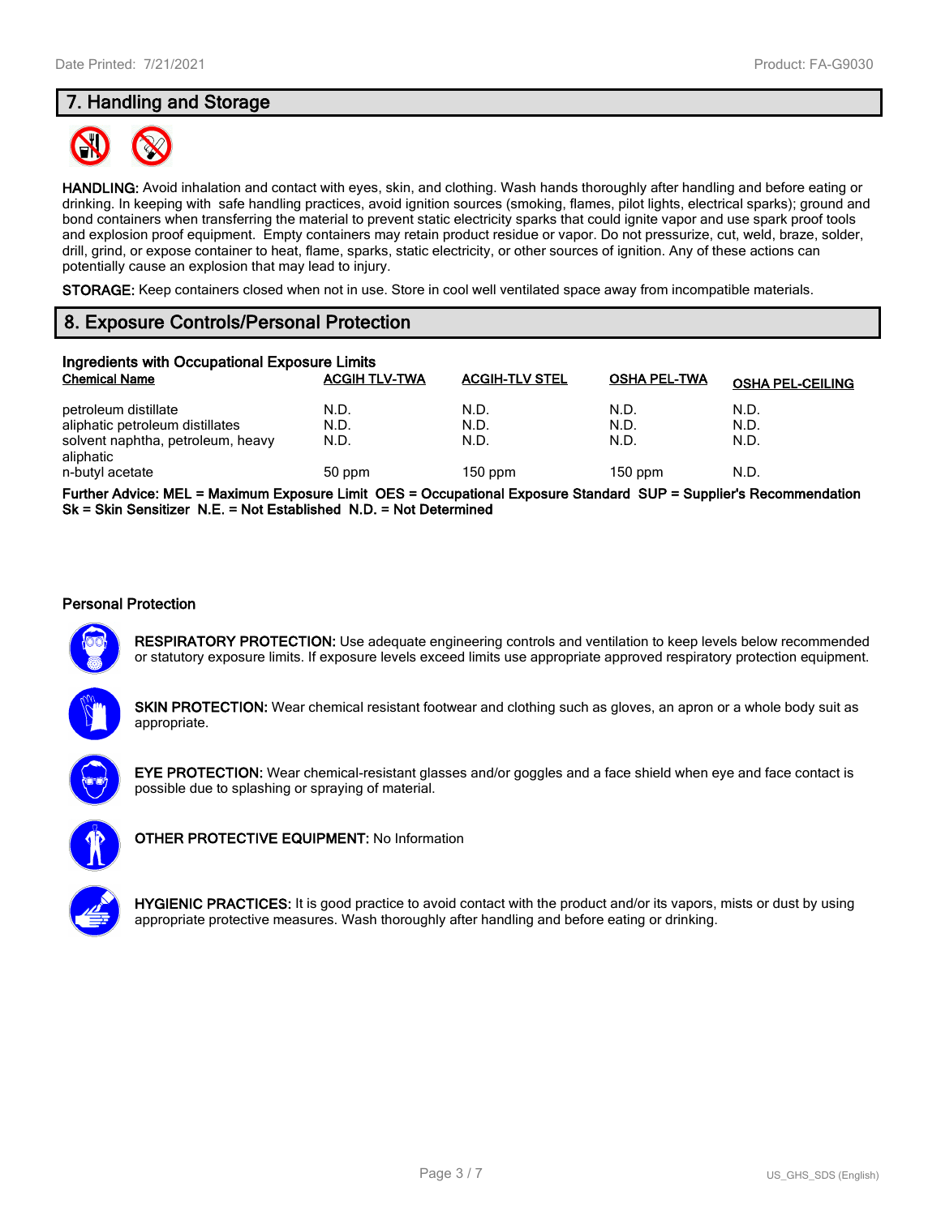## 7. Handling and Storage

**HANDLING:** Avoid inhalation and contact with eyes, skin, and clothing. Wash hands thoroughly after handling and before eating or drinking. In keeping with safe handling practices, avoid ignition sources (smoking, flames, pilot lights, electrical sparks); ground and bond containers when transferring the material to prevent static electricity sparks that could ignite vapor and use spark proof tools and explosion proof equipment. Empty containers may retain product residue or vapor. Do not pressurize, cut, weld, braze, solder, drill, grind, or expose container to heat, flame, sparks, static electricity, or other sources of ignition. Any of these actions can potentially cause an explosion that may lead to injury.

**STORAGE:** Keep containers closed when not in use. Store in cool well ventilated space away from incompatible materials.

## 8. Exposure Controls/Personal Protection

### Ingredients with Occupational Exposure Limits

| Chemical Name | ACGIH TLV-TWA | ACGIH-TLV STEL | OSHA PEL-TWA | OSHA PEL-CEILING |
|---|---|---|---|---|
| petroleum distillate | N.D. | N.D. | N.D. | N.D. |
| aliphatic petroleum distillates | N.D. | N.D. | N.D. | N.D. |
| solvent naphtha, petroleum, heavy aliphatic | N.D. | N.D. | N.D. | N.D. |
| n-butyl acetate | 50 ppm | 150 ppm | 150 ppm | N.D. |

**Further Advice: MEL = Maximum Exposure Limit OES = Occupational Exposure Standard SUP = Supplier's Recommendation Sk = Skin Sensitizer N.E. = Not Established N.D. = Not Determined**

### Personal Protection

**RESPIRATORY PROTECTION:** Use adequate engineering controls and ventilation to keep levels below recommended or statutory exposure limits. If exposure levels exceed limits use appropriate approved respiratory protection equipment.

**SKIN PROTECTION:** Wear chemical resistant footwear and clothing such as gloves, an apron or a whole body suit as appropriate.

**EYE PROTECTION:** Wear chemical-resistant glasses and/or goggles and a face shield when eye and face contact is possible due to splashing or spraying of material.

**OTHER PROTECTIVE EQUIPMENT:** No Information

**HYGIENIC PRACTICES:** It is good practice to avoid contact with the product and/or its vapors, mists or dust by using appropriate protective measures. Wash thoroughly after handling and before eating or drinking.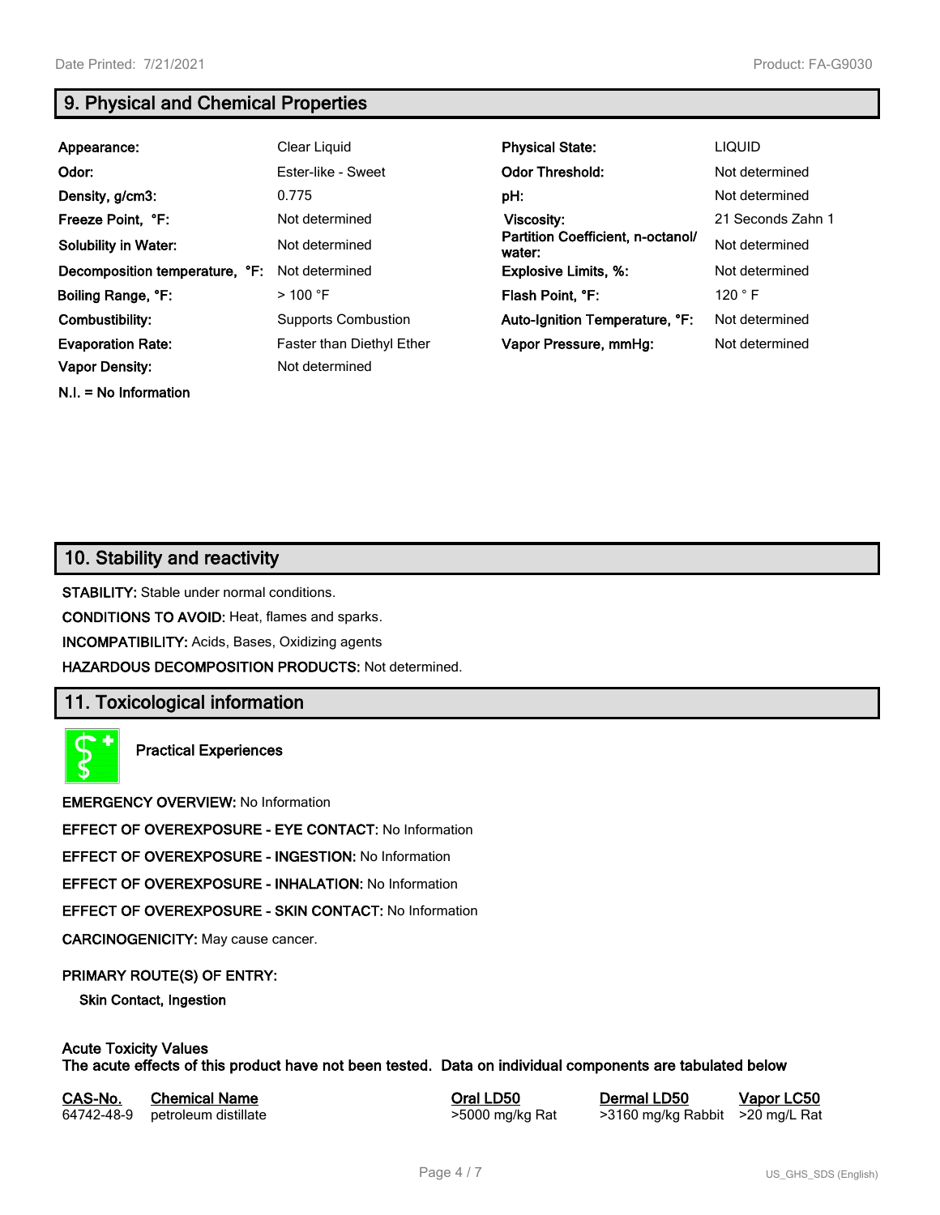## 9. Physical and Chemical Properties

| | | | |
|---|---|---|---|
| **Appearance:** | Clear Liquid | **Physical State:** | LIQUID |
| **Odor:** | Ester-like - Sweet | **Odor Threshold:** | Not determined |
| **Density, g/cm3:** | 0.775 | **pH:** | Not determined |
| **Freeze Point, °F:** | Not determined | **Viscosity:** | 21 Seconds Zahn 1 |
| **Solubility in Water:** | Not determined | **Partition Coefficient, n-octanol/ water:** | Not determined |
| **Decomposition temperature, °F:** | Not determined | **Explosive Limits, %:** | Not determined |
| **Boiling Range, °F:** | > 100 °F | **Flash Point, °F:** | 120 ° F |
| **Combustibility:** | Supports Combustion | **Auto-Ignition Temperature, °F:** | Not determined |
| **Evaporation Rate:** | Faster than Diethyl Ether | **Vapor Pressure, mmHg:** | Not determined |
| **Vapor Density:** | Not determined | | |

**N.I. = No Information**

## 10. Stability and reactivity

**STABILITY:** Stable under normal conditions.

**CONDITIONS TO AVOID:** Heat, flames and sparks.

**INCOMPATIBILITY:** Acids, Bases, Oxidizing agents

**HAZARDOUS DECOMPOSITION PRODUCTS:** Not determined.

## 11. Toxicological information

**Practical Experiences**

**EMERGENCY OVERVIEW:** No Information

**EFFECT OF OVEREXPOSURE - EYE CONTACT:** No Information

**EFFECT OF OVEREXPOSURE - INGESTION:** No Information

**EFFECT OF OVEREXPOSURE - INHALATION:** No Information

**EFFECT OF OVEREXPOSURE - SKIN CONTACT:** No Information

**CARCINOGENICITY:** May cause cancer.

**PRIMARY ROUTE(S) OF ENTRY:**

**Skin Contact, Ingestion**

**Acute Toxicity Values**
**The acute effects of this product have not been tested. Data on individual components are tabulated below**

| CAS-No. | Chemical Name | Oral LD50 | Dermal LD50 | Vapor LC50 |
|---|---|---|---|---|
| 64742-48-9 | petroleum distillate | >5000 mg/kg Rat | >3160 mg/kg Rabbit | >20 mg/L Rat |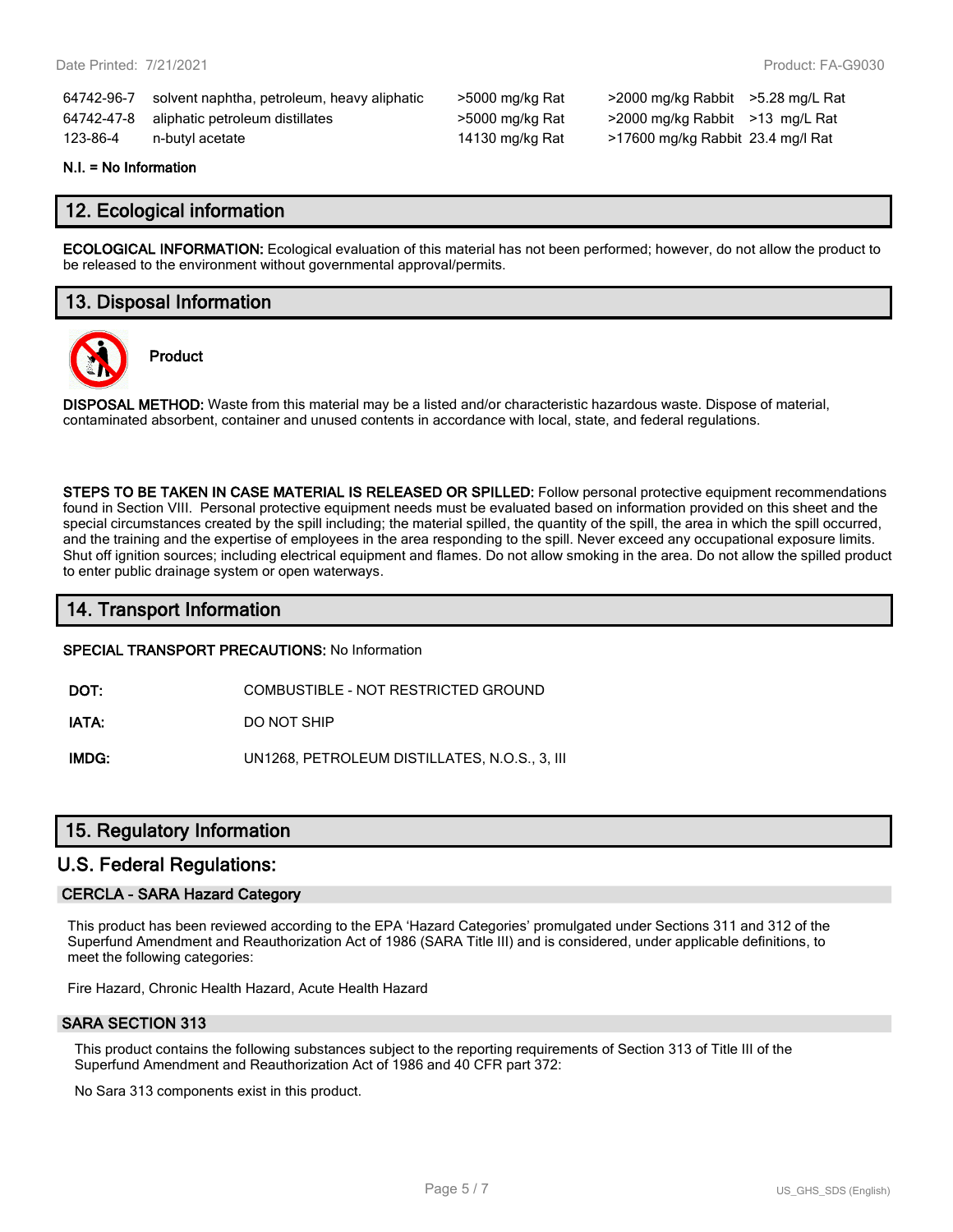| | | | | |
|---|---|---|---|---|
| 64742-96-7 | solvent naphtha, petroleum, heavy aliphatic | >5000 mg/kg Rat | >2000 mg/kg Rabbit | >5.28 mg/L Rat |
| 64742-47-8 | aliphatic petroleum distillates | >5000 mg/kg Rat | >2000 mg/kg Rabbit | >13 mg/L Rat |
| 123-86-4 | n-butyl acetate | 14130 mg/kg Rat | >17600 mg/kg Rabbit | 23.4 mg/l Rat |

**N.I. = No Information**

## 12. Ecological information

**ECOLOGICAL INFORMATION:** Ecological evaluation of this material has not been performed; however, do not allow the product to be released to the environment without governmental approval/permits.

## 13. Disposal Information

**Product**

**DISPOSAL METHOD:** Waste from this material may be a listed and/or characteristic hazardous waste. Dispose of material, contaminated absorbent, container and unused contents in accordance with local, state, and federal regulations.

**STEPS TO BE TAKEN IN CASE MATERIAL IS RELEASED OR SPILLED:** Follow personal protective equipment recommendations found in Section VIII. Personal protective equipment needs must be evaluated based on information provided on this sheet and the special circumstances created by the spill including; the material spilled, the quantity of the spill, the area in which the spill occurred, and the training and the expertise of employees in the area responding to the spill. Never exceed any occupational exposure limits. Shut off ignition sources; including electrical equipment and flames. Do not allow smoking in the area. Do not allow the spilled product to enter public drainage system or open waterways.

## 14. Transport Information

**SPECIAL TRANSPORT PRECAUTIONS:** No Information

| | |
|---|---|
| **DOT:** | COMBUSTIBLE - NOT RESTRICTED GROUND |
| **IATA:** | DO NOT SHIP |
| **IMDG:** | UN1268, PETROLEUM DISTILLATES, N.O.S., 3, III |

## 15. Regulatory Information

## U.S. Federal Regulations:

### CERCLA - SARA Hazard Category

This product has been reviewed according to the EPA 'Hazard Categories' promulgated under Sections 311 and 312 of the Superfund Amendment and Reauthorization Act of 1986 (SARA Title III) and is considered, under applicable definitions, to meet the following categories:

Fire Hazard, Chronic Health Hazard, Acute Health Hazard

### SARA SECTION 313

This product contains the following substances subject to the reporting requirements of Section 313 of Title III of the Superfund Amendment and Reauthorization Act of 1986 and 40 CFR part 372:

No Sara 313 components exist in this product.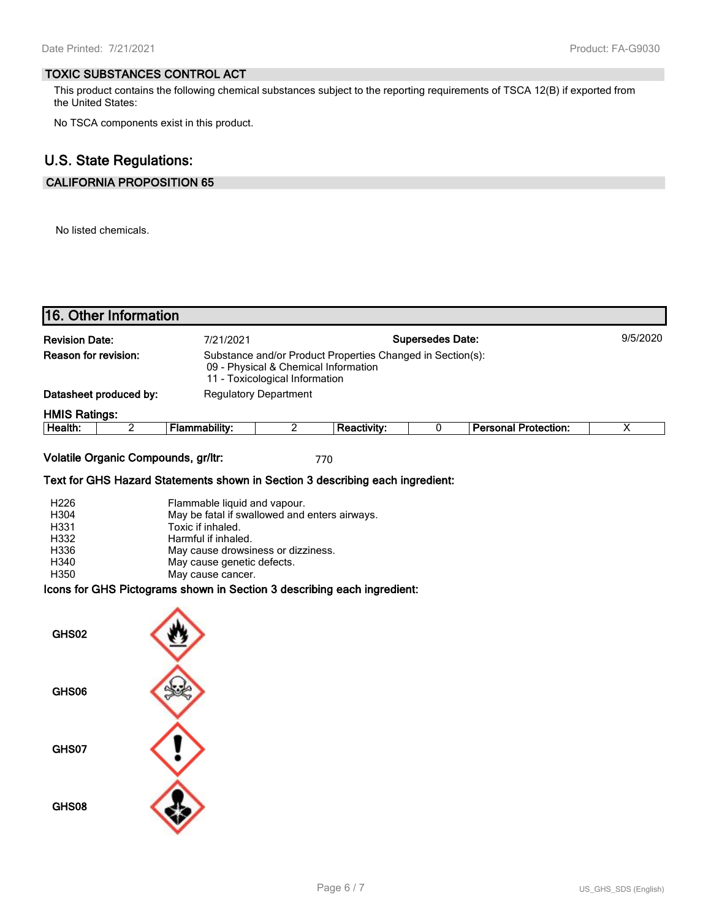## TOXIC SUBSTANCES CONTROL ACT

This product contains the following chemical substances subject to the reporting requirements of TSCA 12(B) if exported from the United States:

No TSCA components exist in this product.

## U.S. State Regulations:

### CALIFORNIA PROPOSITION 65

No listed chemicals.

# 16. Other Information

**Revision Date:** 7/21/2021

**Supersedes Date:** 9/5/2020

**Reason for revision:** Substance and/or Product Properties Changed in Section(s):
09 - Physical & Chemical Information
11 - Toxicological Information

**Datasheet produced by:** Regulatory Department

**HMIS Ratings:**

| | | | | | | | |
|---|---|---|---|---|---|---|---|
| **Health:** | 2 | **Flammability:** | 2 | **Reactivity:** | 0 | **Personal Protection:** | X |

**Volatile Organic Compounds, gr/ltr:** 770

**Text for GHS Hazard Statements shown in Section 3 describing each ingredient:**

| | |
|---|---|
| H226 | Flammable liquid and vapour. |
| H304 | May be fatal if swallowed and enters airways. |
| H331 | Toxic if inhaled. |
| H332 | Harmful if inhaled. |
| H336 | May cause drowsiness or dizziness. |
| H340 | May cause genetic defects. |
| H350 | May cause cancer. |

**Icons for GHS Pictograms shown in Section 3 describing each ingredient:**

GHS02

GHS06

GHS07

GHS08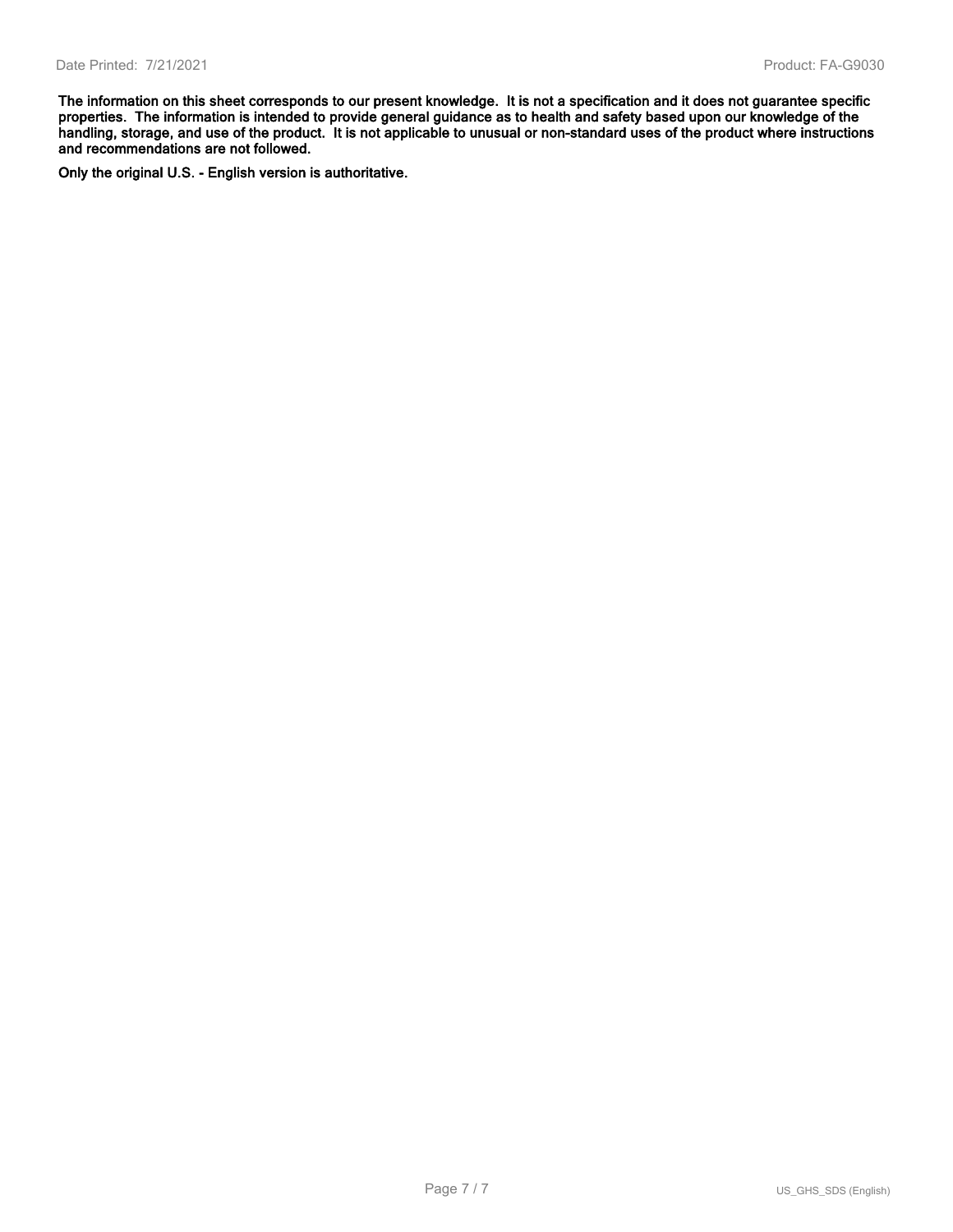**The information on this sheet corresponds to our present knowledge. It is not a specification and it does not guarantee specific properties. The information is intended to provide general guidance as to health and safety based upon our knowledge of the handling, storage, and use of the product. It is not applicable to unusual or non-standard uses of the product where instructions and recommendations are not followed.**

**Only the original U.S. - English version is authoritative.**